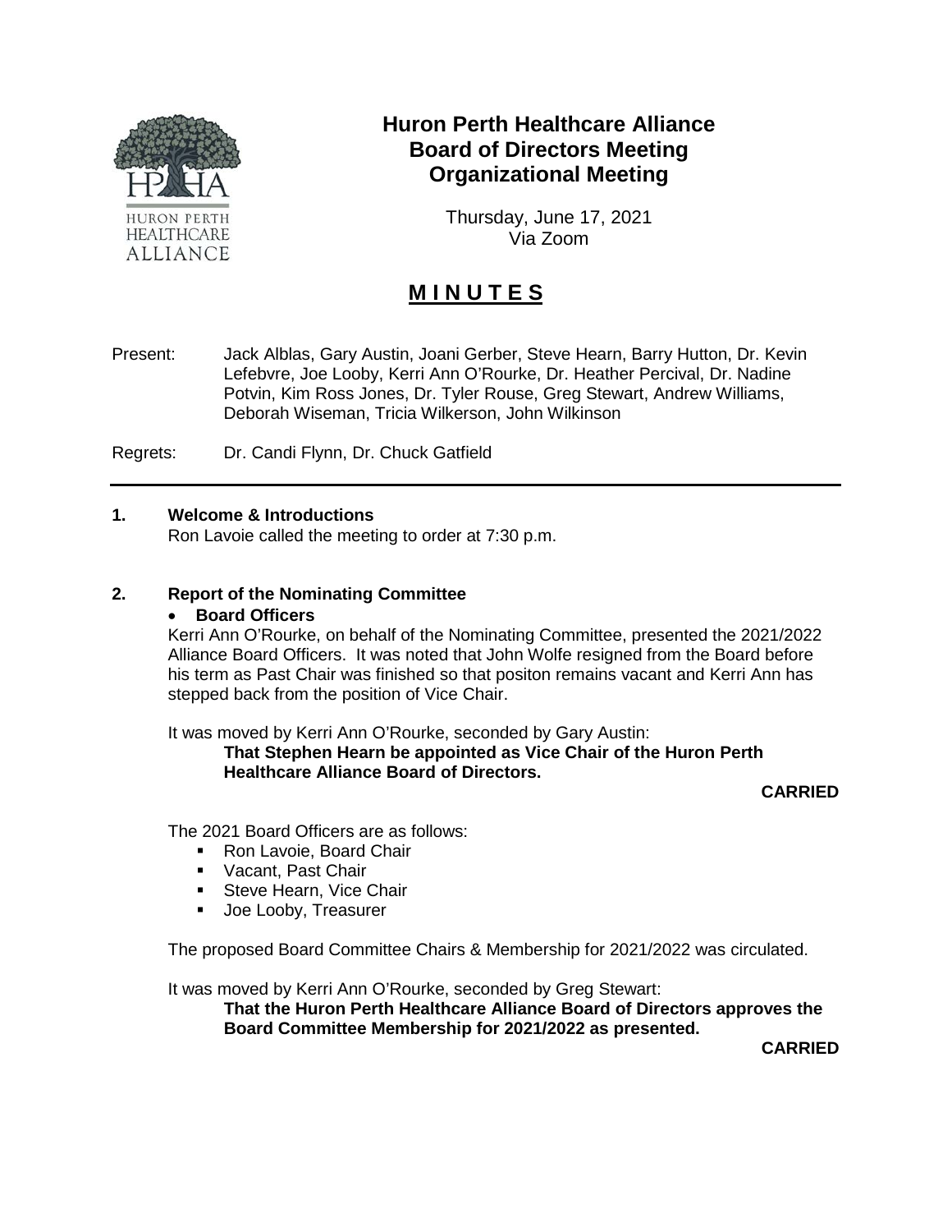# Huron Perth Healthcare Alliance
## Board of Directors Meeting
## Organizational Meeting

Thursday, June 17, 2021
Via Zoom

## M I N U T E S

Present: Jack Alblas, Gary Austin, Joani Gerber, Steve Hearn, Barry Hutton, Dr. Kevin Lefebvre, Joe Looby, Kerri Ann O'Rourke, Dr. Heather Percival, Dr. Nadine Potvin, Kim Ross Jones, Dr. Tyler Rouse, Greg Stewart, Andrew Williams, Deborah Wiseman, Tricia Wilkerson, John Wilkinson

Regrets: Dr. Candi Flynn, Dr. Chuck Gatfield

---

**1. Welcome & Introductions**

Ron Lavoie called the meeting to order at 7:30 p.m.

**2. Report of the Nominating Committee**

- **Board Officers**

Kerri Ann O'Rourke, on behalf of the Nominating Committee, presented the 2021/2022 Alliance Board Officers. It was noted that John Wolfe resigned from the Board before his term as Past Chair was finished so that positon remains vacant and Kerri Ann has stepped back from the position of Vice Chair.

It was moved by Kerri Ann O'Rourke, seconded by Gary Austin:

**That Stephen Hearn be appointed as Vice Chair of the Huron Perth Healthcare Alliance Board of Directors.**

**CARRIED**

The 2021 Board Officers are as follows:

- Ron Lavoie, Board Chair
- Vacant, Past Chair
- Steve Hearn, Vice Chair
- Joe Looby, Treasurer

The proposed Board Committee Chairs & Membership for 2021/2022 was circulated.

It was moved by Kerri Ann O'Rourke, seconded by Greg Stewart:

**That the Huron Perth Healthcare Alliance Board of Directors approves the Board Committee Membership for 2021/2022 as presented.**

**CARRIED**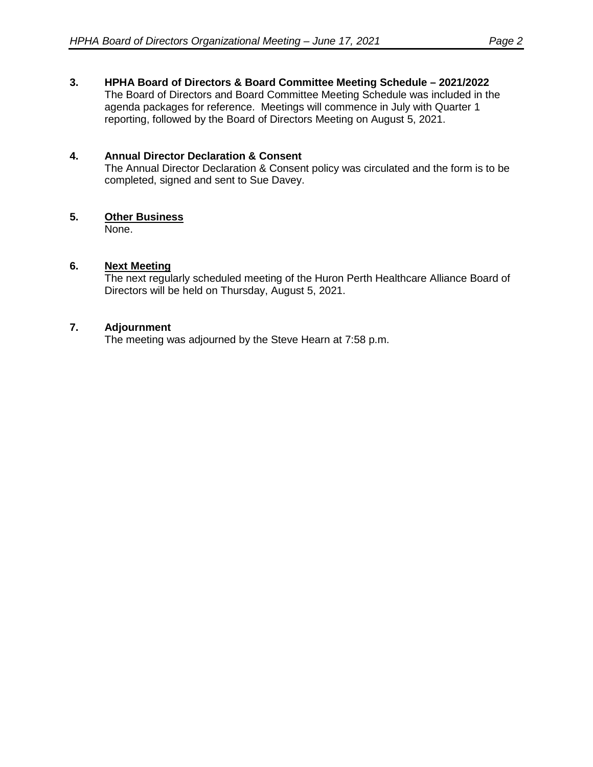**3. HPHA Board of Directors & Board Committee Meeting Schedule – 2021/2022**

The Board of Directors and Board Committee Meeting Schedule was included in the agenda packages for reference. Meetings will commence in July with Quarter 1 reporting, followed by the Board of Directors Meeting on August 5, 2021.

**4. Annual Director Declaration & Consent**

The Annual Director Declaration & Consent policy was circulated and the form is to be completed, signed and sent to Sue Davey.

**5. <u>Other Business</u>**

None.

**6. <u>Next Meeting</u>**

The next regularly scheduled meeting of the Huron Perth Healthcare Alliance Board of Directors will be held on Thursday, August 5, 2021.

**7. Adjournment**

The meeting was adjourned by the Steve Hearn at 7:58 p.m.